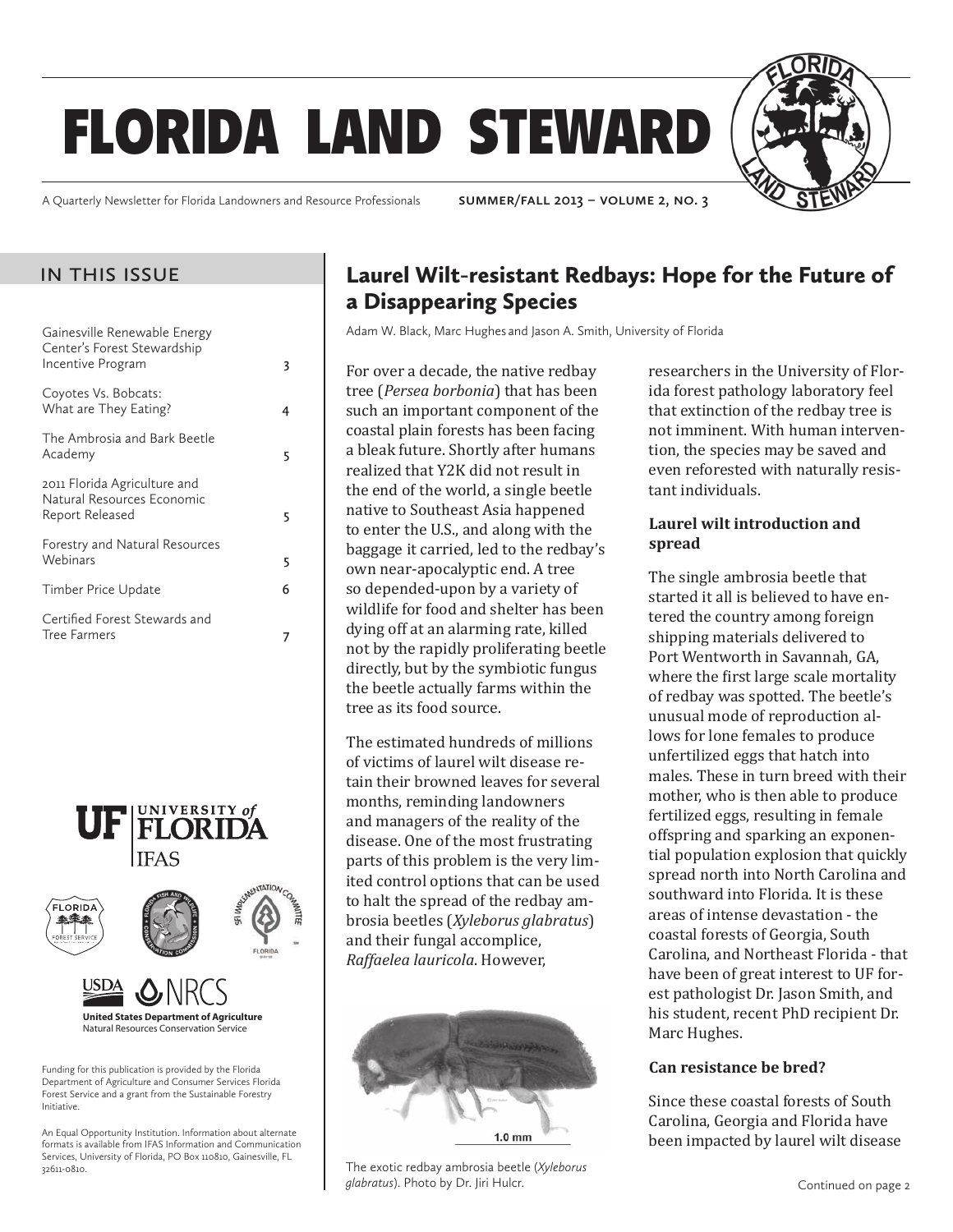# FLORIDA LAND STEWARD

A Quarterly Newsletter for Florida Landowners and Resource Professionals — SUMMER/FALL 2013 – VOLUME 2, NO. 3

## IN THIS ISSUE

| | |
|---|---|
| Gainesville Renewable Energy Center's Forest Stewardship Incentive Program | 3 |
| Coyotes Vs. Bobcats: What are They Eating? | 4 |
| The Ambrosia and Bark Beetle Academy | 5 |
| 2011 Florida Agriculture and Natural Resources Economic Report Released | 5 |
| Forestry and Natural Resources Webinars | 5 |
| Timber Price Update | 6 |
| Certified Forest Stewards and Tree Farmers | 7 |

Funding for this publication is provided by the Florida Department of Agriculture and Consumer Services Florida Forest Service and a grant from the Sustainable Forestry Initiative.

An Equal Opportunity Institution. Information about alternate formats is available from IFAS Information and Communication Services, University of Florida, PO Box 110810, Gainesville, FL 32611-0810.

## Laurel Wilt-resistant Redbays: Hope for the Future of a Disappearing Species

Adam W. Black, Marc Hughes and Jason A. Smith, University of Florida

For over a decade, the native redbay tree (*Persea borbonia*) that has been such an important component of the coastal plain forests has been facing a bleak future. Shortly after humans realized that Y2K did not result in the end of the world, a single beetle native to Southeast Asia happened to enter the U.S., and along with the baggage it carried, led to the redbay's own near-apocalyptic end. A tree so depended-upon by a variety of wildlife for food and shelter has been dying off at an alarming rate, killed not by the rapidly proliferating beetle directly, but by the symbiotic fungus the beetle actually farms within the tree as its food source.

The estimated hundreds of millions of victims of laurel wilt disease retain their browned leaves for several months, reminding landowners and managers of the reality of the disease. One of the most frustrating parts of this problem is the very limited control options that can be used to halt the spread of the redbay ambrosia beetles (*Xyleborus glabratus*) and their fungal accomplice, *Raffaelea lauricola*. However, researchers in the University of Florida forest pathology laboratory feel that extinction of the redbay tree is not imminent. With human intervention, the species may be saved and even reforested with naturally resistant individuals.

The exotic redbay ambrosia beetle (*Xyleborus glabratus*). Photo by Dr. Jiri Hulcr.

### Laurel wilt introduction and spread

The single ambrosia beetle that started it all is believed to have entered the country among foreign shipping materials delivered to Port Wentworth in Savannah, GA, where the first large scale mortality of redbay was spotted. The beetle's unusual mode of reproduction allows for lone females to produce unfertilized eggs that hatch into males. These in turn breed with their mother, who is then able to produce fertilized eggs, resulting in female offspring and sparking an exponential population explosion that quickly spread north into North Carolina and southward into Florida. It is these areas of intense devastation - the coastal forests of Georgia, South Carolina, and Northeast Florida - that have been of great interest to UF forest pathologist Dr. Jason Smith, and his student, recent PhD recipient Dr. Marc Hughes.

### Can resistance be bred?

Since these coastal forests of South Carolina, Georgia and Florida have been impacted by laurel wilt disease

Continued on page 2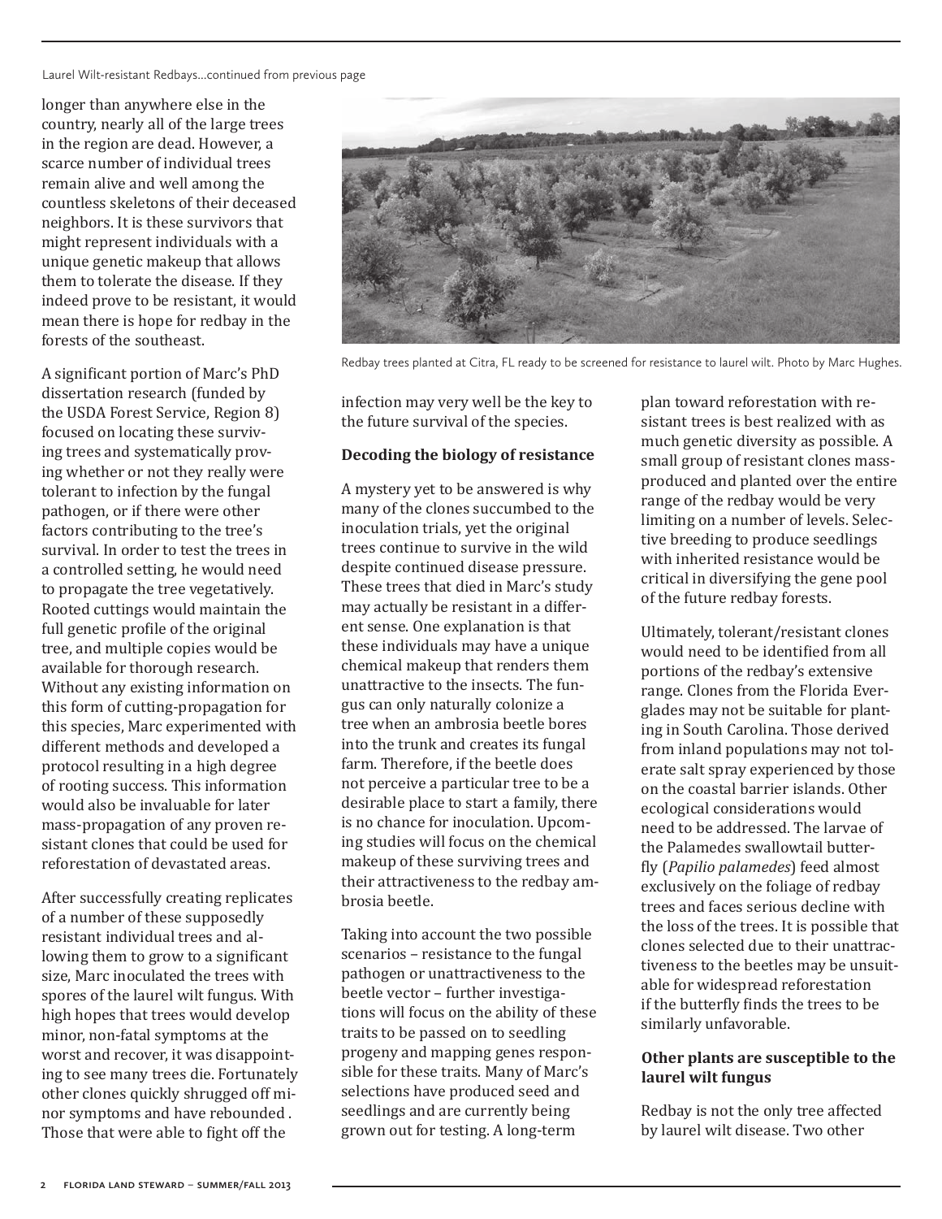Laurel Wilt-resistant Redbays...continued from previous page

longer than anywhere else in the country, nearly all of the large trees in the region are dead. However, a scarce number of individual trees remain alive and well among the countless skeletons of their deceased neighbors. It is these survivors that might represent individuals with a unique genetic makeup that allows them to tolerate the disease. If they indeed prove to be resistant, it would mean there is hope for redbay in the forests of the southeast.

A significant portion of Marc's PhD dissertation research (funded by the USDA Forest Service, Region 8) focused on locating these surviving trees and systematically proving whether or not they really were tolerant to infection by the fungal pathogen, or if there were other factors contributing to the trees' survival. In order to test the trees in a controlled setting, he would need to propagate the tree vegetatively. Rooted cuttings would maintain the full genetic profile of the original tree, and multiple copies would be available for thorough research. Without any existing information on this form of cutting-propagation for this species, Marc experimented with different methods and developed a protocol resulting in a high degree of rooting success. This information would also be invaluable for later mass-propagation of any proven resistant clones that could be used for reforestation of devastated areas.

After successfully creating replicates of a number of these supposedly resistant individual trees and allowing them to grow to a significant size, Marc inoculated the trees with spores of the laurel wilt fungus. With high hopes that trees would develop minor, non-fatal symptoms at the worst and recover, it was disappointing to see many trees die. Fortunately other clones quickly shrugged off minor symptoms and have rebounded . Those that were able to fight off the infection may very well be the key to the future survival of the species.

Redbay trees planted at Citra, FL ready to be screened for resistance to laurel wilt. Photo by Marc Hughes.

**Decoding the biology of resistance**

A mystery yet to be answered is why many of the clones succumbed to the inoculation trials, yet the original trees continue to survive in the wild despite continued disease pressure. These trees that died in Marc's study may actually be resistant in a different sense. One explanation is that these individuals may have a unique chemical makeup that renders them unattractive to the insects. The fungus can only naturally colonize a tree when an ambrosia beetle bores into the trunk and creates its fungal farm. Therefore, if the beetle does not perceive a particular tree to be a desirable place to start a family, there is no chance for inoculation. Upcoming studies will focus on the chemical makeup of these surviving trees and their attractiveness to the redbay ambrosia beetle.

Taking into account the two possible scenarios – resistance to the fungal pathogen or unattractiveness to the beetle vector – further investigations will focus on the ability of these traits to be passed on to seedling progeny and mapping genes responsible for these traits. Many of Marc's selections have produced seed and seedlings and are currently being grown out for testing. A long-term plan toward reforestation with resistant trees is best realized with as much genetic diversity as possible. A small group of resistant clones mass-produced and planted over the entire range of the redbay would be very limiting on a number of levels. Selective breeding to produce seedlings with inherited resistance would be critical in diversifying the gene pool of the future redbay forests.

Ultimately, tolerant/resistant clones would need to be identified from all portions of the redbay's extensive range. Clones from the Florida Everglades may not be suitable for planting in South Carolina. Those derived from inland populations may not tolerate salt spray experienced by those on the coastal barrier islands. Other ecological considerations would need to be addressed. The larvae of the Palamedes swallowtail butterfly (*Papilio palamedes*) feed almost exclusively on the foliage of redbay trees and faces serious decline with the loss of the trees. It is possible that clones selected due to their unattractiveness to the beetles may be unsuitable for widespread reforestation if the butterfly finds the trees to be similarly unfavorable.

**Other plants are susceptible to the laurel wilt fungus**

Redbay is not the only tree affected by laurel wilt disease. Two other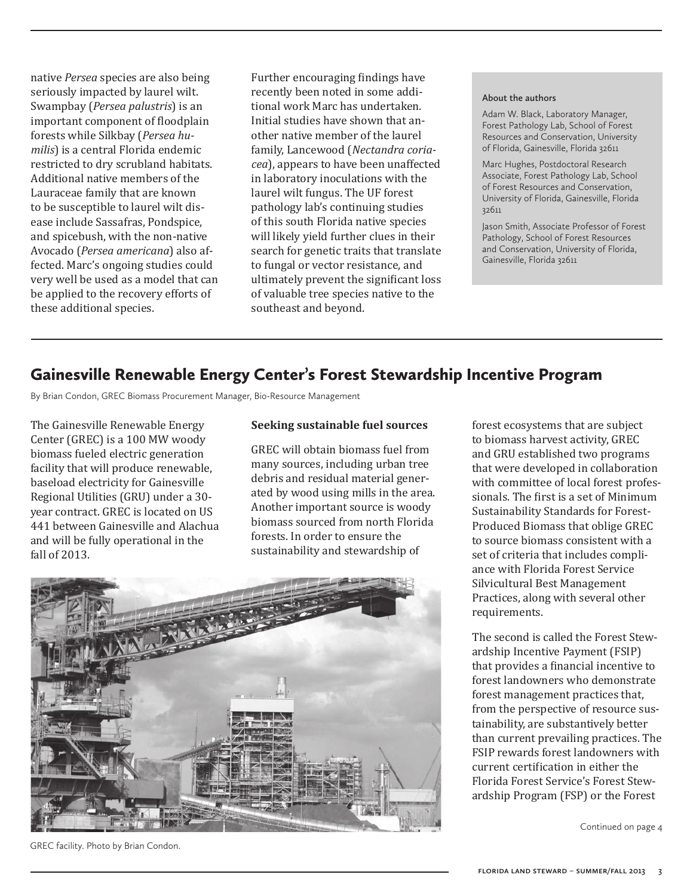native *Persea* species are also being seriously impacted by laurel wilt. Swampbay (*Persea palustris*) is an important component of floodplain forests while Silkbay (*Persea humilis*) is a central Florida endemic restricted to dry scrubland habitats. Additional native members of the Lauraceae family that are known to be susceptible to laurel wilt disease include Sassafras, Pondspice, and spicebush, with the non-native Avocado (*Persea americana*) also affected. Marc's ongoing studies could very well be used as a model that can be applied to the recovery efforts of these additional species.

Further encouraging findings have recently been noted in some additional work Marc has undertaken. Initial studies have shown that another native member of the laurel family, Lancewood (*Nectandra coriacea*), appears to have been unaffected in laboratory inoculations with the laurel wilt fungus. The UF forest pathology lab's continuing studies of this south Florida native species will likely yield further clues in their search for genetic traits that translate to fungal or vector resistance, and ultimately prevent the significant loss of valuable tree species native to the southeast and beyond.

**About the authors**

Adam W. Black, Laboratory Manager, Forest Pathology Lab, School of Forest Resources and Conservation, University of Florida, Gainesville, Florida 32611

Marc Hughes, Postdoctoral Research Associate, Forest Pathology Lab, School of Forest Resources and Conservation, University of Florida, Gainesville, Florida 32611

Jason Smith, Associate Professor of Forest Pathology, School of Forest Resources and Conservation, University of Florida, Gainesville, Florida 32611

## Gainesville Renewable Energy Center's Forest Stewardship Incentive Program

By Brian Condon, GREC Biomass Procurement Manager, Bio-Resource Management

The Gainesville Renewable Energy Center (GREC) is a 100 MW woody biomass fueled electric generation facility that will produce renewable, baseload electricity for Gainesville Regional Utilities (GRU) under a 30-year contract. GREC is located on US 441 between Gainesville and Alachua and will be fully operational in the fall of 2013.

### Seeking sustainable fuel sources

GREC will obtain biomass fuel from many sources, including urban tree debris and residual material generated by wood using mills in the area. Another important source is woody biomass sourced from north Florida forests. In order to ensure the sustainability and stewardship of forest ecosystems that are subject to biomass harvest activity, GREC and GRU established two programs that were developed in collaboration with committee of local forest professionals. The first is a set of Minimum Sustainability Standards for Forest-Produced Biomass that oblige GREC to source biomass consistent with a set of criteria that includes compliance with Florida Forest Service Silvicultural Best Management Practices, along with several other requirements.

GREC facility. Photo by Brian Condon.

The second is called the Forest Stewardship Incentive Payment (FSIP) that provides a financial incentive to forest landowners who demonstrate forest management practices that, from the perspective of resource sustainability, are substantively better than current prevailing practices. The FSIP rewards forest landowners with current certification in either the Florida Forest Service's Forest Stewardship Program (FSP) or the Forest

Continued on page 4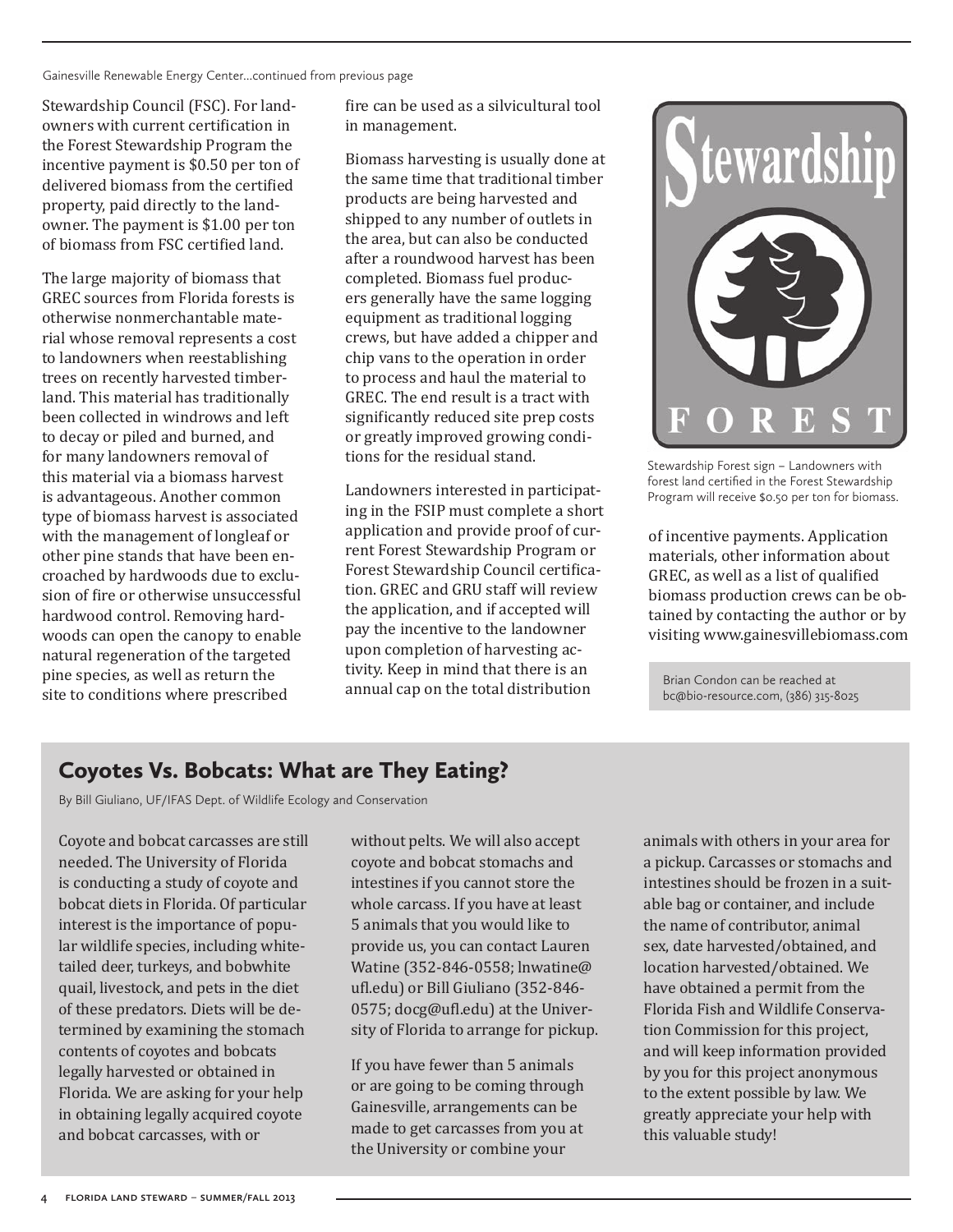Gainesville Renewable Energy Center...continued from previous page

Stewardship Council (FSC). For landowners with current certification in the Forest Stewardship Program the incentive payment is $0.50 per ton of delivered biomass from the certified property, paid directly to the landowner. The payment is $1.00 per ton of biomass from FSC certified land.

The large majority of biomass that GREC sources from Florida forests is otherwise nonmerchantable material whose removal represents a cost to landowners when reestablishing trees on recently harvested timberland. This material has traditionally been collected in windrows and left to decay or piled and burned, and for many landowners removal of this material via a biomass harvest is advantageous. Another common type of biomass harvest is associated with the management of longleaf or other pine stands that have been encroached by hardwoods due to exclusion of fire or otherwise unsuccessful hardwood control. Removing hardwoods can open the canopy to enable natural regeneration of the targeted pine species, as well as return the site to conditions where prescribed fire can be used as a silvicultural tool in management.

Biomass harvesting is usually done at the same time that traditional timber products are being harvested and shipped to any number of outlets in the area, but can also be conducted after a roundwood harvest has been completed. Biomass fuel producers generally have the same logging equipment as traditional logging crews, but have added a chipper and chip vans to the operation in order to process and haul the material to GREC. The end result is a tract with significantly reduced site prep costs or greatly improved growing conditions for the residual stand.

Landowners interested in participating in the FSIP must complete a short application and provide proof of current Forest Stewardship Program or Forest Stewardship Council certification. GREC and GRU staff will review the application, and if accepted will pay the incentive to the landowner upon completion of harvesting activity. Keep in mind that there is an annual cap on the total distribution of incentive payments. Application materials, other information about GREC, as well as a list of qualified biomass production crews can be obtained by contacting the author or by visiting www.gainesvillebiomass.com

Stewardship Forest sign – Landowners with forest land certified in the Forest Stewardship Program will receive $0.50 per ton for biomass.

Brian Condon can be reached at bc@bio-resource.com, (386) 315-8025

## Coyotes Vs. Bobcats: What are They Eating?

By Bill Giuliano, UF/IFAS Dept. of Wildlife Ecology and Conservation

Coyote and bobcat carcasses are still needed. The University of Florida is conducting a study of coyote and bobcat diets in Florida. Of particular interest is the importance of popular wildlife species, including white-tailed deer, turkeys, and bobwhite quail, livestock, and pets in the diet of these predators. Diets will be determined by examining the stomach contents of coyotes and bobcats legally harvested or obtained in Florida. We are asking for your help in obtaining legally acquired coyote and bobcat carcasses, with or without pelts. We will also accept coyote and bobcat stomachs and intestines if you cannot store the whole carcass. If you have at least 5 animals that you would like to provide us, you can contact Lauren Watine (352-846-0558; lnwatine@ufl.edu) or Bill Giuliano (352-846-0575; docg@ufl.edu) at the University of Florida to arrange for pickup.

If you have fewer than 5 animals or are going to be coming through Gainesville, arrangements can be made to get carcasses from you at the University or combine your animals with others in your area for a pickup. Carcasses or stomachs and intestines should be frozen in a suitable bag or container, and include the name of contributor, animal sex, date harvested/obtained, and location harvested/obtained. We have obtained a permit from the Florida Fish and Wildlife Conservation Commission for this project, and will keep information provided by you for this project anonymous to the extent possible by law. We greatly appreciate your help with this valuable study!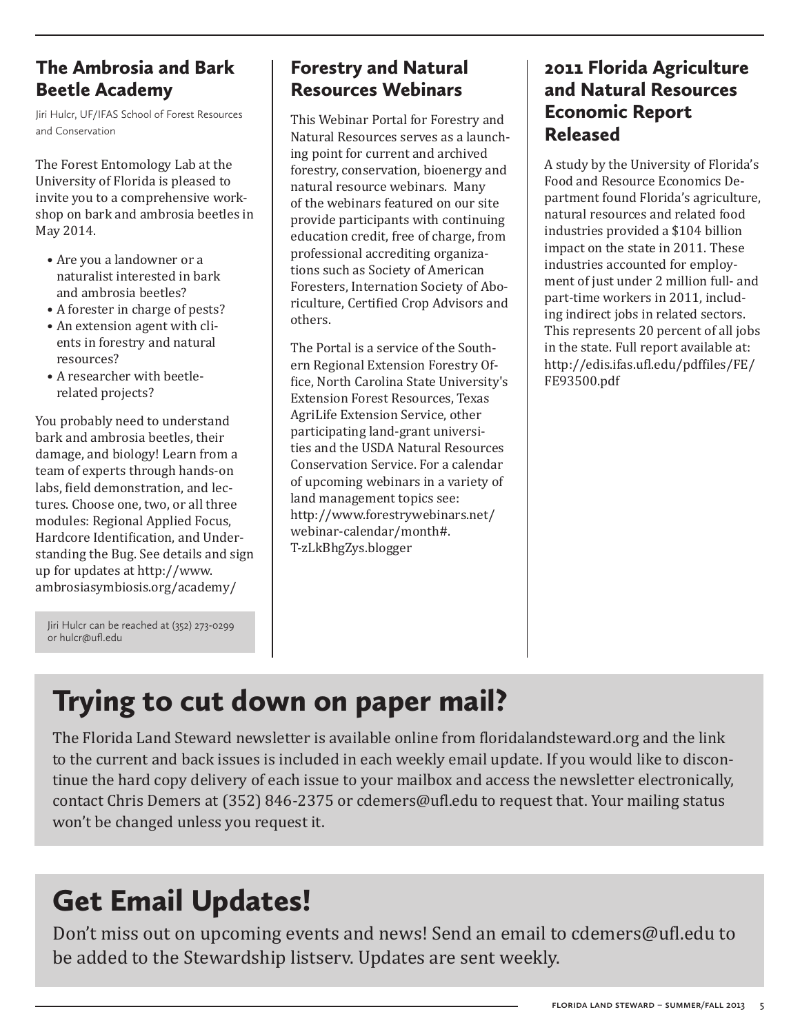## The Ambrosia and Bark Beetle Academy

Jiri Hulcr, UF/IFAS School of Forest Resources and Conservation

The Forest Entomology Lab at the University of Florida is pleased to invite you to a comprehensive workshop on bark and ambrosia beetles in May 2014.

- Are you a landowner or a naturalist interested in bark and ambrosia beetles?
- A forester in charge of pests?
- An extension agent with clients in forestry and natural resources?
- A researcher with beetle-related projects?

You probably need to understand bark and ambrosia beetles, their damage, and biology! Learn from a team of experts through hands-on labs, field demonstration, and lectures. Choose one, two, or all three modules: Regional Applied Focus, Hardcore Identification, and Understanding the Bug. See details and sign up for updates at http://www.ambrosiasymbiosis.org/academy/

Jiri Hulcr can be reached at (352) 273-0299 or hulcr@ufl.edu

## Forestry and Natural Resources Webinars

This Webinar Portal for Forestry and Natural Resources serves as a launching point for current and archived forestry, conservation, bioenergy and natural resource webinars. Many of the webinars featured on our site provide participants with continuing education credit, free of charge, from professional accrediting organizations such as Society of American Foresters, Internation Society of Aboriculture, Certified Crop Advisors and others.

The Portal is a service of the Southern Regional Extension Forestry Office, North Carolina State University's Extension Forest Resources, Texas AgriLife Extension Service, other participating land-grant universities and the USDA Natural Resources Conservation Service. For a calendar of upcoming webinars in a variety of land management topics see: http://www.forestrywebinars.net/webinar-calendar/month#.T-zLkBhgZys.blogger

## 2011 Florida Agriculture and Natural Resources Economic Report Released

A study by the University of Florida's Food and Resource Economics Department found Florida's agriculture, natural resources and related food industries provided a $104 billion impact on the state in 2011. These industries accounted for employment of just under 2 million full- and part-time workers in 2011, including indirect jobs in related sectors. This represents 20 percent of all jobs in the state. Full report available at: http://edis.ifas.ufl.edu/pdffiles/FE/FE93500.pdf

# Trying to cut down on paper mail?

The Florida Land Steward newsletter is available online from floridalandsteward.org and the link to the current and back issues is included in each weekly email update. If you would like to discontinue the hard copy delivery of each issue to your mailbox and access the newsletter electronically, contact Chris Demers at (352) 846-2375 or cdemers@ufl.edu to request that. Your mailing status won't be changed unless you request it.

# Get Email Updates!

Don't miss out on upcoming events and news! Send an email to cdemers@ufl.edu to be added to the Stewardship listserv. Updates are sent weekly.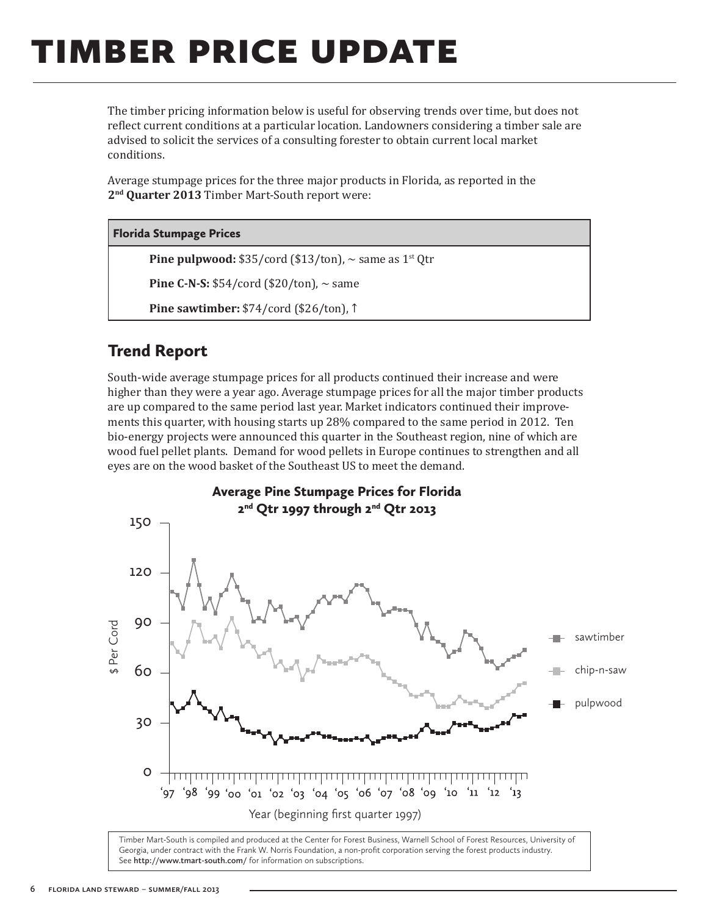# TIMBER PRICE UPDATE

The timber pricing information below is useful for observing trends over time, but does not reflect current conditions at a particular location. Landowners considering a timber sale are advised to solicit the services of a consulting forester to obtain current local market conditions.

Average stumpage prices for the three major products in Florida, as reported in the **2nd Quarter 2013** Timber Mart-South report were:

| Florida Stumpage Prices |
|---|
| **Pine pulpwood:** $35/cord ($13/ton), ~ same as 1st Qtr |
| **Pine C-N-S:** $54/cord ($20/ton), ~ same |
| **Pine sawtimber:** $74/cord ($26/ton), ↑ |

## Trend Report

South-wide average stumpage prices for all products continued their increase and were higher than they were a year ago. Average stumpage prices for all the major timber products are up compared to the same period last year. Market indicators continued their improvements this quarter, with housing starts up 28% compared to the same period in 2012. Ten bio-energy projects were announced this quarter in the Southeast region, nine of which are wood fuel pellet plants. Demand for wood pellets in Europe continues to strengthen and all eyes are on the wood basket of the Southeast US to meet the demand.

**Average Pine Stumpage Prices for Florida**
**2nd Qtr 1997 through 2nd Qtr 2013**

Timber Mart-South is compiled and produced at the Center for Forest Business, Warnell School of Forest Resources, University of Georgia, under contract with the Frank W. Norris Foundation, a non-profit corporation serving the forest products industry. See http://www.tmart-south.com/ for information on subscriptions.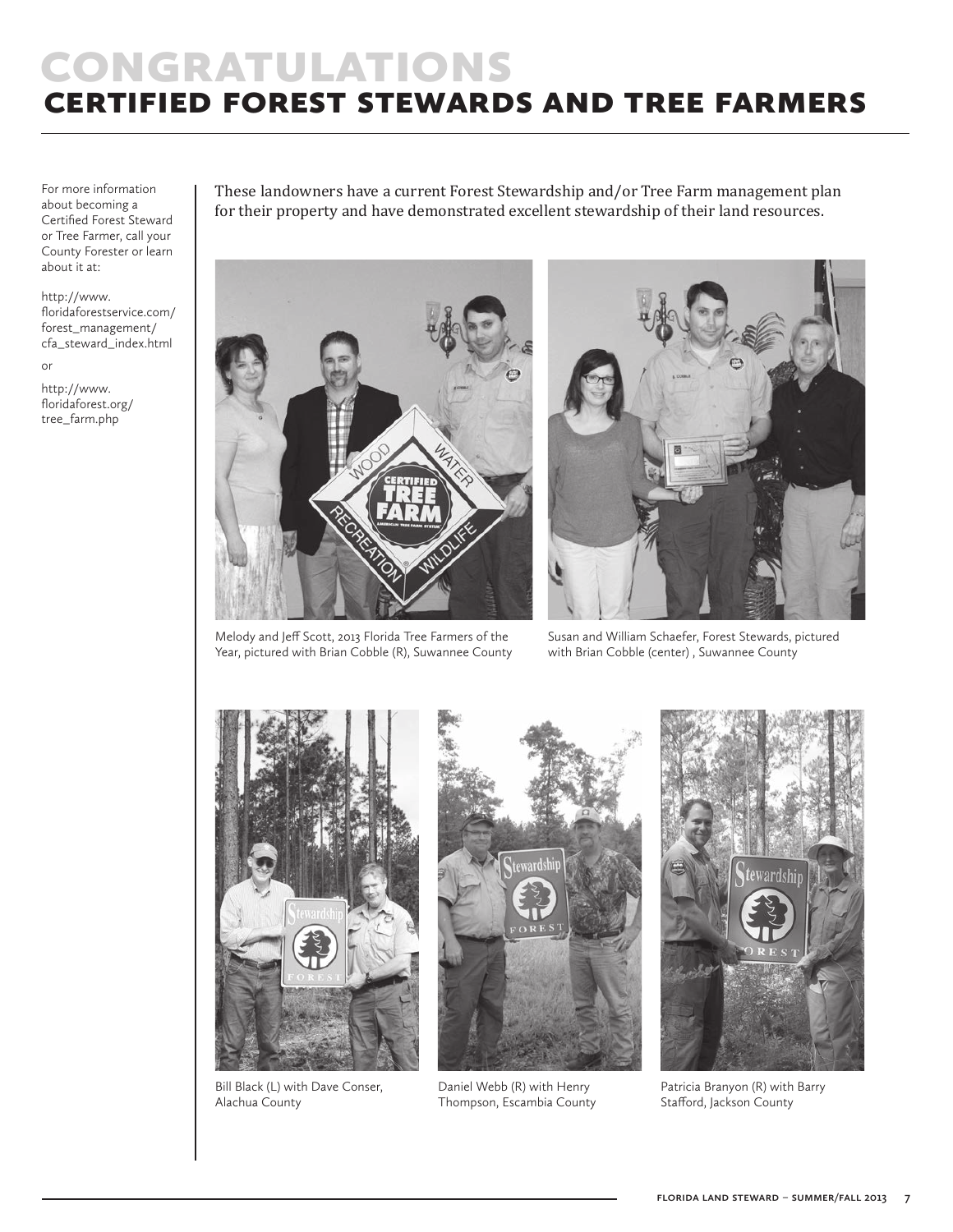# CONGRATULATIONS
## CERTIFIED FOREST STEWARDS AND TREE FARMERS

For more information about becoming a Certified Forest Steward or Tree Farmer, call your County Forester or learn about it at:

http://www.floridaforestservice.com/forest_management/cfa_steward_index.html

or

http://www.floridaforest.org/tree_farm.php

These landowners have a current Forest Stewardship and/or Tree Farm management plan for their property and have demonstrated excellent stewardship of their land resources.

Melody and Jeff Scott, 2013 Florida Tree Farmers of the Year, pictured with Brian Cobble (R), Suwannee County

Susan and William Schaefer, Forest Stewards, pictured with Brian Cobble (center) , Suwannee County

Bill Black (L) with Dave Conser, Alachua County

Daniel Webb (R) with Henry Thompson, Escambia County

Patricia Branyon (R) with Barry Stafford, Jackson County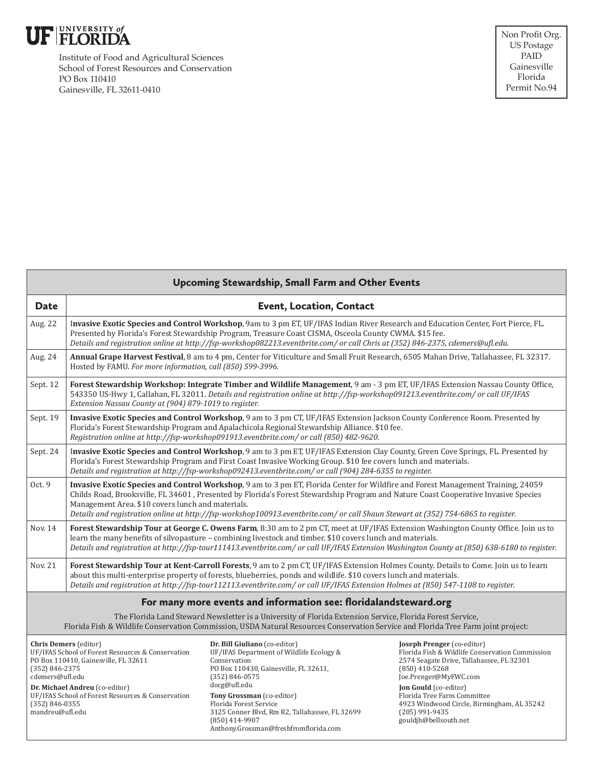**UF | UNIVERSITY of FLORIDA**

Institute of Food and Agricultural Sciences
School of Forest Resources and Conservation
PO Box 110410
Gainesville, FL 32611-0410

Non Profit Org.
US Postage
PAID
Gainesville
Florida
Permit No.94

## Upcoming Stewardship, Small Farm and Other Events

| Date | Event, Location, Contact |
|---|---|
| Aug. 22 | **Invasive Exotic Species and Control Workshop**, 9am to 3 pm ET, UF/IFAS Indian River Research and Education Center, Fort Pierce, FL. Presented by Florida's Forest Stewardship Program, Treasure Coast CISMA, Osceola County CWMA. $15 fee. *Details and registration online at http://fsp-workshop082213.eventbrite.com/ or call Chris at (352) 846-2375, cdemers@ufl.edu.* |
| Aug. 24 | **Annual Grape Harvest Festival**, 8 am to 4 pm, Center for Viticulture and Small Fruit Research, 6505 Mahan Drive, Tallahassee, FL 32317. Hosted by FAMU. *For more information, call (850) 599-3996.* |
| Sept. 12 | **Forest Stewardship Workshop: Integrate Timber and Wildlife Management**, 9 am - 3 pm ET, UF/IFAS Extension Nassau County Office, 543350 US-Hwy 1, Callahan, FL 32011. *Details and registration online at http://fsp-workshop091213.eventbrite.com/ or call UF/IFAS Extension Nassau County at (904) 879-1019 to register.* |
| Sept. 19 | **Invasive Exotic Species and Control Workshop**, 9 am to 3 pm CT, UF/IFAS Extension Jackson County Conference Room. Presented by Florida's Forest Stewardship Program and Apalachicola Regional Stewardship Alliance. $10 fee. *Registration online at http://fsp-workshop091913.eventbrite.com/ or call (850) 482-9620.* |
| Sept. 24 | **Invasive Exotic Species and Control Workshop**, 9 am to 3 pm ET, UF/IFAS Extension Clay County, Green Cove Springs, FL. Presented by Florida's Forest Stewardship Program and First Coast Invasive Working Group. $10 fee covers lunch and materials. *Details and registration at http://fsp-workshop092413.eventbrite.com/ or call (904) 284-6355 to register.* |
| Oct. 9 | **Invasive Exotic Species and Control Workshop**, 9 am to 3 pm ET, Florida Center for Wildfire and Forest Management Training, 24059 Childs Road, Brooksville, FL 34601 , Presented by Florida's Forest Stewardship Program and Nature Coast Cooperative Invasive Species Management Area. $10 covers lunch and materials. *Details and registration online at http://fsp-workshop100913.eventbrite.com/ or call Shaun Stewart at (352) 754-6865 to register.* |
| Nov. 14 | **Forest Stewardship Tour at George C. Owens Farm**, 8:30 am to 2 pm CT, meet at UF/IFAS Extension Washington County Office. Join us to learn the many benefits of silvopasture – combining livestock and timber. $10 covers lunch and materials. *Details and registration at http://fsp-tour111413.eventbrite.com/ or call UF/IFAS Extension Washington County at (850) 638-6180 to register.* |
| Nov. 21 | **Forest Stewardship Tour at Kent-Carroll Forests**, 9 am to 2 pm CT, UF/IFAS Extension Holmes County. Details to Come. Join us to learn about this multi-enterprise property of forests, blueberries, ponds and wildlife. $10 covers lunch and materials. *Details and registration at http://fsp-tour112113.eventbrite.com/ or call UF/IFAS Extension Holmes at (850) 547-1108 to register.* |

### For many more events and information see: floridalandsteward.org

The Florida Land Steward Newsletter is a University of Florida Extension Service, Florida Forest Service, Florida Fish & Wildlife Conservation Commission, USDA Natural Resources Conservation Service and Florida Tree Farm joint project:

**Chris Demers** (editor)
UF/IFAS School of Forest Resources & Conservation
PO Box 110410, Gainesville, FL 32611
(352) 846-2375
cdemers@ufl.edu

**Dr. Michael Andreu** (co-editor)
UF/IFAS School of Forest Resources & Conservation
(352) 846-0355
mandreu@ufl.edu

**Dr. Bill Giuliano** (co-editor)
UF/IFAS Department of Wildlife Ecology & Conservation
PO Box 110430, Gainesville, FL 32611,
(352) 846-0575
docg@ufl.edu

**Tony Grossman** (co-editor)
Florida Forest Service
3125 Conner Blvd, Rm R2, Tallahassee, FL 32699
(850) 414-9907
Anthony.Grossman@freshfromflorida.com

**Joseph Prenger** (co-editor)
Florida Fish & Wildlife Conservation Commission
2574 Seagate Drive, Tallahassee, FL 32301
(850) 410-5268
Joe.Prenger@MyFWC.com

**Jon Gould** (co-editor)
Florida Tree Farm Committee
4923 Windwood Circle, Birmingham, AL 35242
(205) 991-9435
gouldjh@bellsouth.net